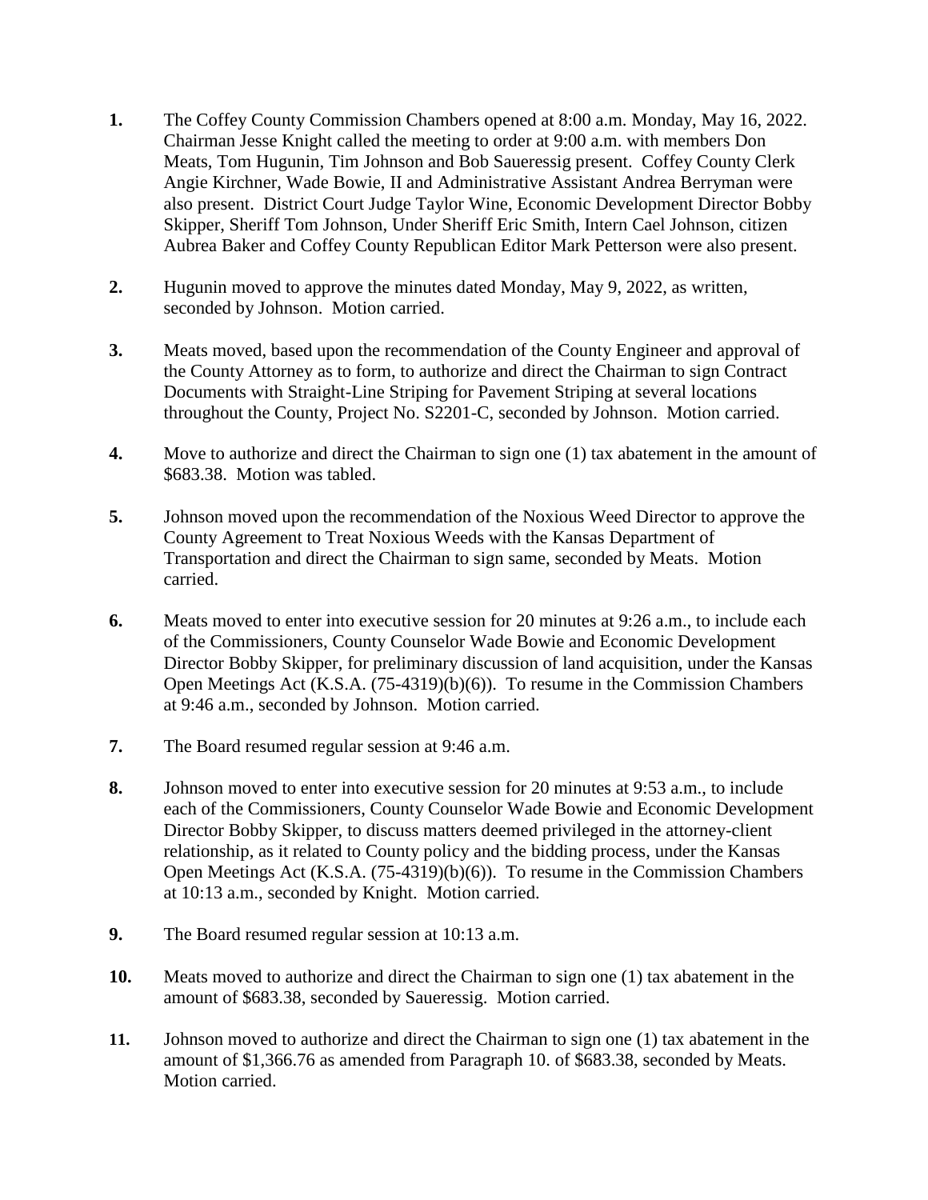1. The Coffey County Commission Chambers opened at 8:00 a.m. Monday, May 16, 2022. Chairman Jesse Knight called the meeting to order at 9:00 a.m. with members Don Meats, Tom Hugunin, Tim Johnson and Bob Saueressig present. Coffey County Clerk Angie Kirchner, Wade Bowie, II and Administrative Assistant Andrea Berryman were also present. District Court Judge Taylor Wine, Economic Development Director Bobby Skipper, Sheriff Tom Johnson, Under Sheriff Eric Smith, Intern Cael Johnson, citizen Aubrea Baker and Coffey County Republican Editor Mark Petterson were also present.

2. Hugunin moved to approve the minutes dated Monday, May 9, 2022, as written, seconded by Johnson. Motion carried.

3. Meats moved, based upon the recommendation of the County Engineer and approval of the County Attorney as to form, to authorize and direct the Chairman to sign Contract Documents with Straight-Line Striping for Pavement Striping at several locations throughout the County, Project No. S2201-C, seconded by Johnson. Motion carried.

4. Move to authorize and direct the Chairman to sign one (1) tax abatement in the amount of $683.38. Motion was tabled.

5. Johnson moved upon the recommendation of the Noxious Weed Director to approve the County Agreement to Treat Noxious Weeds with the Kansas Department of Transportation and direct the Chairman to sign same, seconded by Meats. Motion carried.

6. Meats moved to enter into executive session for 20 minutes at 9:26 a.m., to include each of the Commissioners, County Counselor Wade Bowie and Economic Development Director Bobby Skipper, for preliminary discussion of land acquisition, under the Kansas Open Meetings Act (K.S.A. (75-4319)(b)(6)). To resume in the Commission Chambers at 9:46 a.m., seconded by Johnson. Motion carried.

7. The Board resumed regular session at 9:46 a.m.

8. Johnson moved to enter into executive session for 20 minutes at 9:53 a.m., to include each of the Commissioners, County Counselor Wade Bowie and Economic Development Director Bobby Skipper, to discuss matters deemed privileged in the attorney-client relationship, as it related to County policy and the bidding process, under the Kansas Open Meetings Act (K.S.A. (75-4319)(b)(6)). To resume in the Commission Chambers at 10:13 a.m., seconded by Knight. Motion carried.

9. The Board resumed regular session at 10:13 a.m.

10. Meats moved to authorize and direct the Chairman to sign one (1) tax abatement in the amount of $683.38, seconded by Saueressig. Motion carried.

11. Johnson moved to authorize and direct the Chairman to sign one (1) tax abatement in the amount of $1,366.76 as amended from Paragraph 10. of $683.38, seconded by Meats. Motion carried.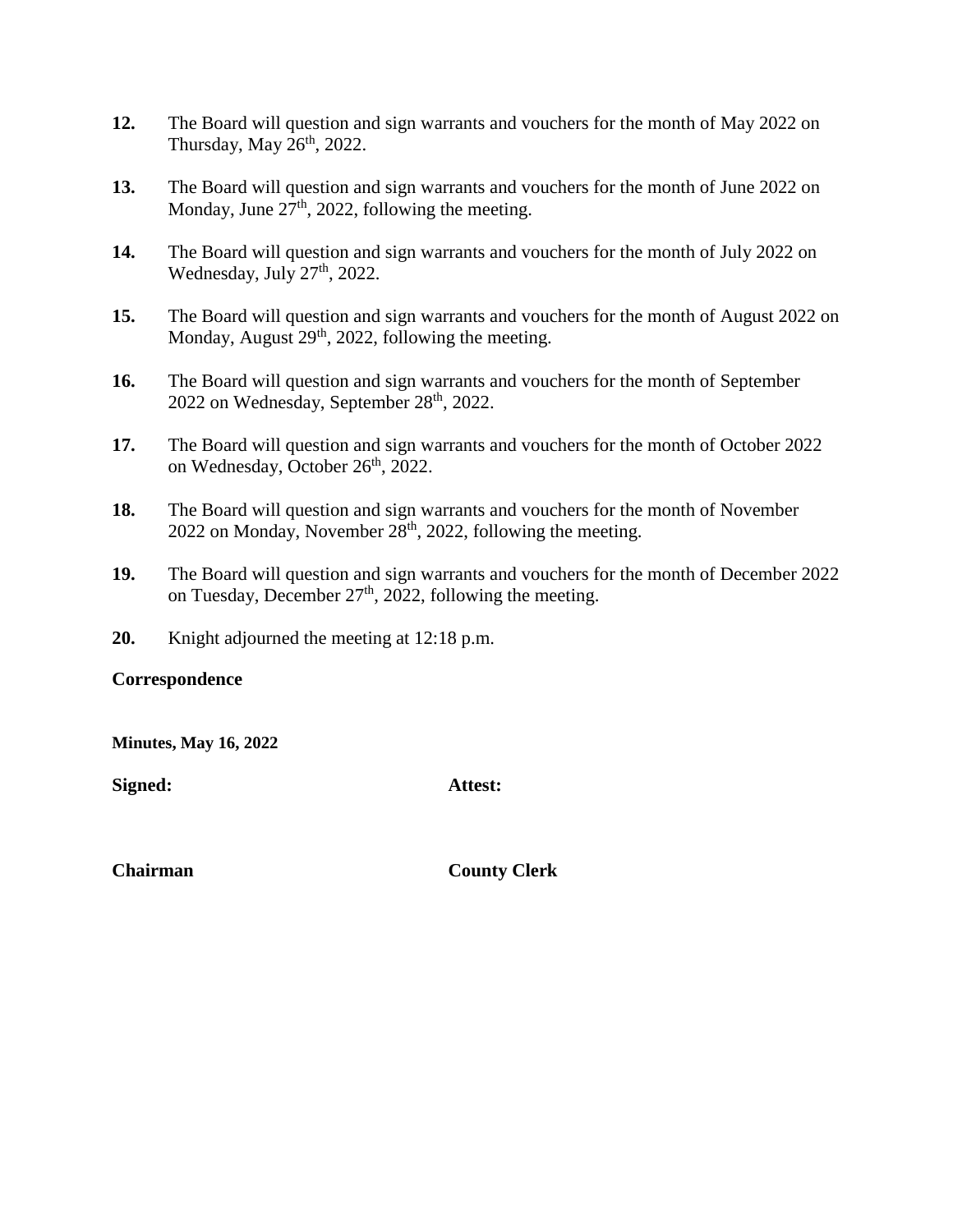12. The Board will question and sign warrants and vouchers for the month of May 2022 on Thursday, May 26th, 2022.

13. The Board will question and sign warrants and vouchers for the month of June 2022 on Monday, June 27th, 2022, following the meeting.

14. The Board will question and sign warrants and vouchers for the month of July 2022 on Wednesday, July 27th, 2022.

15. The Board will question and sign warrants and vouchers for the month of August 2022 on Monday, August 29th, 2022, following the meeting.

16. The Board will question and sign warrants and vouchers for the month of September 2022 on Wednesday, September 28th, 2022.

17. The Board will question and sign warrants and vouchers for the month of October 2022 on Wednesday, October 26th, 2022.

18. The Board will question and sign warrants and vouchers for the month of November 2022 on Monday, November 28th, 2022, following the meeting.

19. The Board will question and sign warrants and vouchers for the month of December 2022 on Tuesday, December 27th, 2022, following the meeting.

20. Knight adjourned the meeting at 12:18 p.m.

**Correspondence**

**Minutes, May 16, 2022**

**Signed:** **Attest:**

**Chairman** **County Clerk**